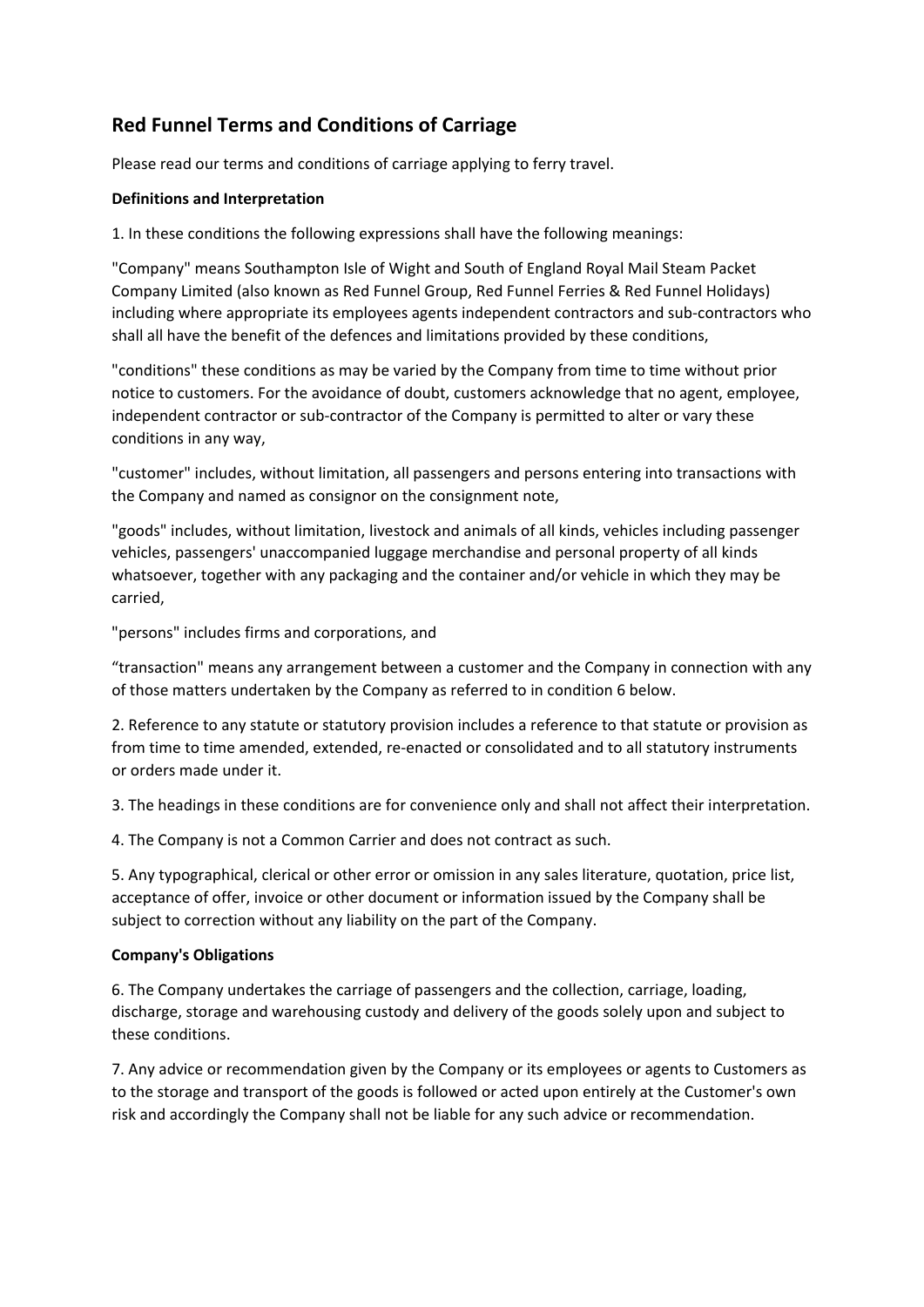# Red Funnel Terms and Conditions of Carriage

Please read our terms and conditions of carriage applying to ferry travel.

**Definitions and Interpretation**

1. In these conditions the following expressions shall have the following meanings:

"Company" means Southampton Isle of Wight and South of England Royal Mail Steam Packet Company Limited (also known as Red Funnel Group, Red Funnel Ferries & Red Funnel Holidays) including where appropriate its employees agents independent contractors and sub-contractors who shall all have the benefit of the defences and limitations provided by these conditions,

"conditions" these conditions as may be varied by the Company from time to time without prior notice to customers. For the avoidance of doubt, customers acknowledge that no agent, employee, independent contractor or sub-contractor of the Company is permitted to alter or vary these conditions in any way,

"customer" includes, without limitation, all passengers and persons entering into transactions with the Company and named as consignor on the consignment note,

"goods" includes, without limitation, livestock and animals of all kinds, vehicles including passenger vehicles, passengers' unaccompanied luggage merchandise and personal property of all kinds whatsoever, together with any packaging and the container and/or vehicle in which they may be carried,

"persons" includes firms and corporations, and

"transaction" means any arrangement between a customer and the Company in connection with any of those matters undertaken by the Company as referred to in condition 6 below.

2. Reference to any statute or statutory provision includes a reference to that statute or provision as from time to time amended, extended, re-enacted or consolidated and to all statutory instruments or orders made under it.

3. The headings in these conditions are for convenience only and shall not affect their interpretation.

4. The Company is not a Common Carrier and does not contract as such.

5. Any typographical, clerical or other error or omission in any sales literature, quotation, price list, acceptance of offer, invoice or other document or information issued by the Company shall be subject to correction without any liability on the part of the Company.

**Company's Obligations**

6. The Company undertakes the carriage of passengers and the collection, carriage, loading, discharge, storage and warehousing custody and delivery of the goods solely upon and subject to these conditions.

7. Any advice or recommendation given by the Company or its employees or agents to Customers as to the storage and transport of the goods is followed or acted upon entirely at the Customer's own risk and accordingly the Company shall not be liable for any such advice or recommendation.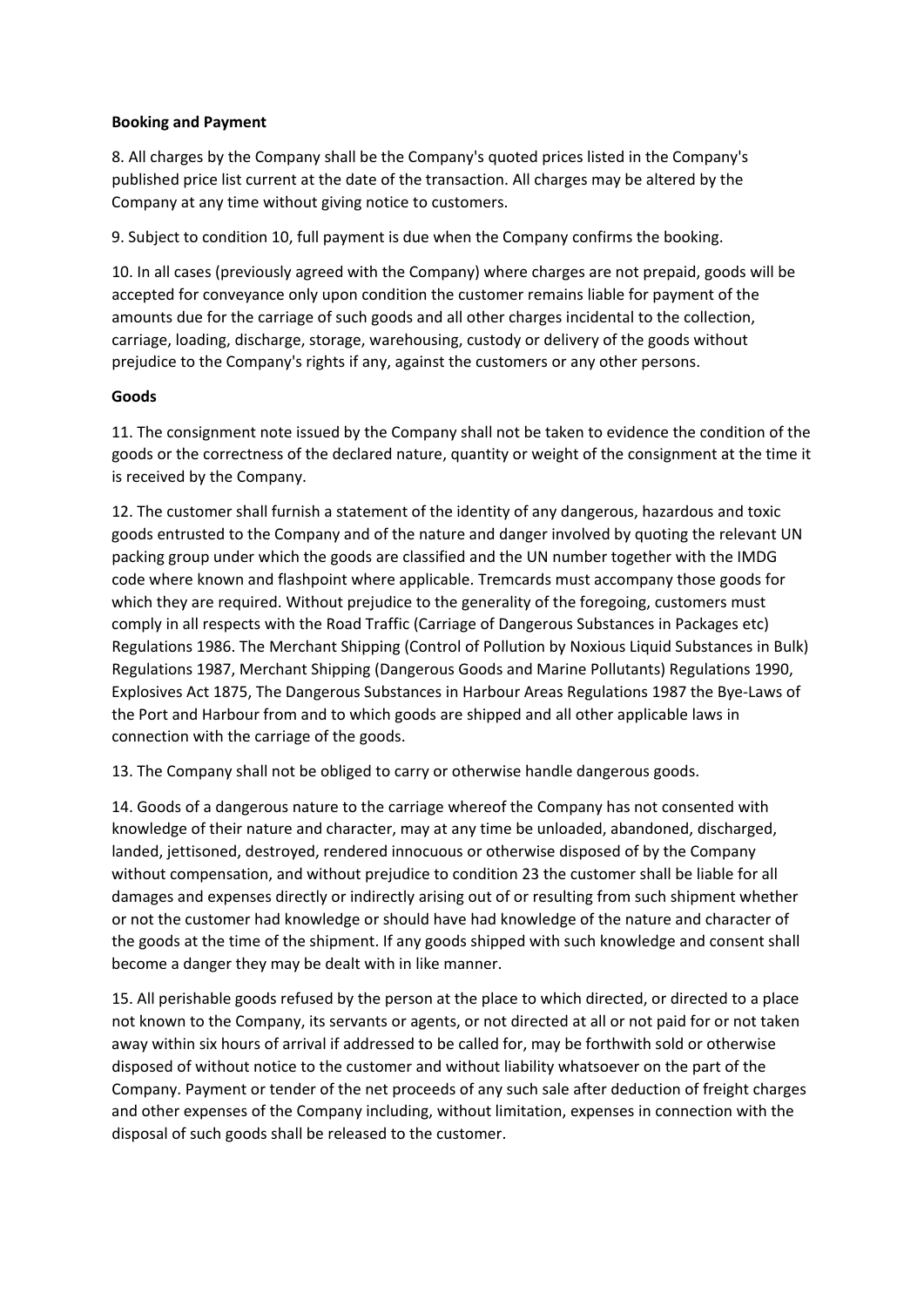**Booking and Payment**

8. All charges by the Company shall be the Company's quoted prices listed in the Company's published price list current at the date of the transaction. All charges may be altered by the Company at any time without giving notice to customers.

9. Subject to condition 10, full payment is due when the Company confirms the booking.

10. In all cases (previously agreed with the Company) where charges are not prepaid, goods will be accepted for conveyance only upon condition the customer remains liable for payment of the amounts due for the carriage of such goods and all other charges incidental to the collection, carriage, loading, discharge, storage, warehousing, custody or delivery of the goods without prejudice to the Company's rights if any, against the customers or any other persons.

**Goods**

11. The consignment note issued by the Company shall not be taken to evidence the condition of the goods or the correctness of the declared nature, quantity or weight of the consignment at the time it is received by the Company.

12. The customer shall furnish a statement of the identity of any dangerous, hazardous and toxic goods entrusted to the Company and of the nature and danger involved by quoting the relevant UN packing group under which the goods are classified and the UN number together with the IMDG code where known and flashpoint where applicable. Tremcards must accompany those goods for which they are required. Without prejudice to the generality of the foregoing, customers must comply in all respects with the Road Traffic (Carriage of Dangerous Substances in Packages etc) Regulations 1986. The Merchant Shipping (Control of Pollution by Noxious Liquid Substances in Bulk) Regulations 1987, Merchant Shipping (Dangerous Goods and Marine Pollutants) Regulations 1990, Explosives Act 1875, The Dangerous Substances in Harbour Areas Regulations 1987 the Bye-Laws of the Port and Harbour from and to which goods are shipped and all other applicable laws in connection with the carriage of the goods.

13. The Company shall not be obliged to carry or otherwise handle dangerous goods.

14. Goods of a dangerous nature to the carriage whereof the Company has not consented with knowledge of their nature and character, may at any time be unloaded, abandoned, discharged, landed, jettisoned, destroyed, rendered innocuous or otherwise disposed of by the Company without compensation, and without prejudice to condition 23 the customer shall be liable for all damages and expenses directly or indirectly arising out of or resulting from such shipment whether or not the customer had knowledge or should have had knowledge of the nature and character of the goods at the time of the shipment. If any goods shipped with such knowledge and consent shall become a danger they may be dealt with in like manner.

15. All perishable goods refused by the person at the place to which directed, or directed to a place not known to the Company, its servants or agents, or not directed at all or not paid for or not taken away within six hours of arrival if addressed to be called for, may be forthwith sold or otherwise disposed of without notice to the customer and without liability whatsoever on the part of the Company. Payment or tender of the net proceeds of any such sale after deduction of freight charges and other expenses of the Company including, without limitation, expenses in connection with the disposal of such goods shall be released to the customer.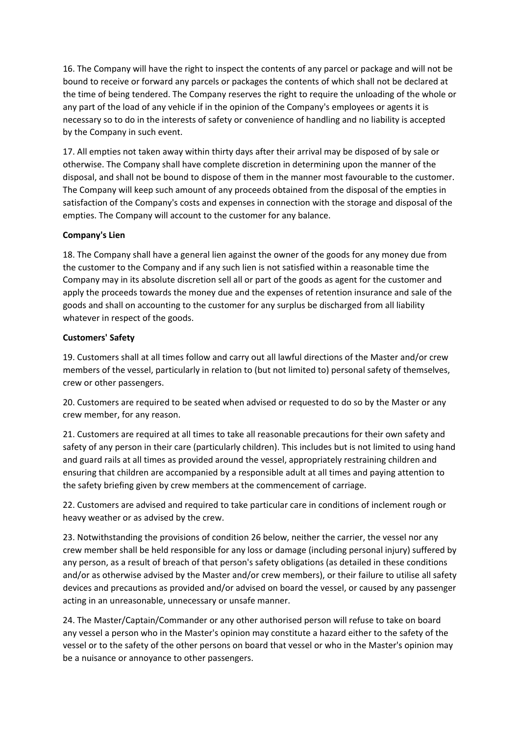16. The Company will have the right to inspect the contents of any parcel or package and will not be bound to receive or forward any parcels or packages the contents of which shall not be declared at the time of being tendered. The Company reserves the right to require the unloading of the whole or any part of the load of any vehicle if in the opinion of the Company's employees or agents it is necessary so to do in the interests of safety or convenience of handling and no liability is accepted by the Company in such event.

17. All empties not taken away within thirty days after their arrival may be disposed of by sale or otherwise. The Company shall have complete discretion in determining upon the manner of the disposal, and shall not be bound to dispose of them in the manner most favourable to the customer. The Company will keep such amount of any proceeds obtained from the disposal of the empties in satisfaction of the Company's costs and expenses in connection with the storage and disposal of the empties. The Company will account to the customer for any balance.

**Company's Lien**

18. The Company shall have a general lien against the owner of the goods for any money due from the customer to the Company and if any such lien is not satisfied within a reasonable time the Company may in its absolute discretion sell all or part of the goods as agent for the customer and apply the proceeds towards the money due and the expenses of retention insurance and sale of the goods and shall on accounting to the customer for any surplus be discharged from all liability whatever in respect of the goods.

**Customers' Safety**

19. Customers shall at all times follow and carry out all lawful directions of the Master and/or crew members of the vessel, particularly in relation to (but not limited to) personal safety of themselves, crew or other passengers.

20. Customers are required to be seated when advised or requested to do so by the Master or any crew member, for any reason.

21. Customers are required at all times to take all reasonable precautions for their own safety and safety of any person in their care (particularly children). This includes but is not limited to using hand and guard rails at all times as provided around the vessel, appropriately restraining children and ensuring that children are accompanied by a responsible adult at all times and paying attention to the safety briefing given by crew members at the commencement of carriage.

22. Customers are advised and required to take particular care in conditions of inclement rough or heavy weather or as advised by the crew.

23. Notwithstanding the provisions of condition 26 below, neither the carrier, the vessel nor any crew member shall be held responsible for any loss or damage (including personal injury) suffered by any person, as a result of breach of that person's safety obligations (as detailed in these conditions and/or as otherwise advised by the Master and/or crew members), or their failure to utilise all safety devices and precautions as provided and/or advised on board the vessel, or caused by any passenger acting in an unreasonable, unnecessary or unsafe manner.

24. The Master/Captain/Commander or any other authorised person will refuse to take on board any vessel a person who in the Master's opinion may constitute a hazard either to the safety of the vessel or to the safety of the other persons on board that vessel or who in the Master's opinion may be a nuisance or annoyance to other passengers.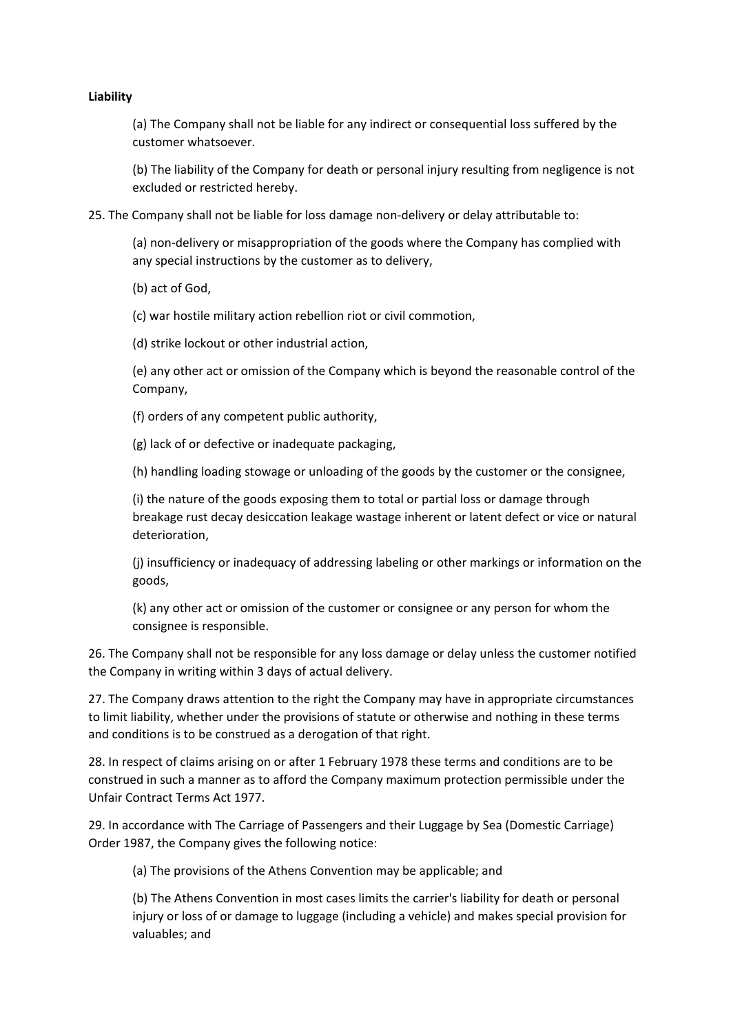**Liability**

(a) The Company shall not be liable for any indirect or consequential loss suffered by the customer whatsoever.

(b) The liability of the Company for death or personal injury resulting from negligence is not excluded or restricted hereby.

25. The Company shall not be liable for loss damage non-delivery or delay attributable to:

(a) non-delivery or misappropriation of the goods where the Company has complied with any special instructions by the customer as to delivery,

(b) act of God,

(c) war hostile military action rebellion riot or civil commotion,

(d) strike lockout or other industrial action,

(e) any other act or omission of the Company which is beyond the reasonable control of the Company,

(f) orders of any competent public authority,

(g) lack of or defective or inadequate packaging,

(h) handling loading stowage or unloading of the goods by the customer or the consignee,

(i) the nature of the goods exposing them to total or partial loss or damage through breakage rust decay desiccation leakage wastage inherent or latent defect or vice or natural deterioration,

(j) insufficiency or inadequacy of addressing labeling or other markings or information on the goods,

(k) any other act or omission of the customer or consignee or any person for whom the consignee is responsible.

26. The Company shall not be responsible for any loss damage or delay unless the customer notified the Company in writing within 3 days of actual delivery.

27. The Company draws attention to the right the Company may have in appropriate circumstances to limit liability, whether under the provisions of statute or otherwise and nothing in these terms and conditions is to be construed as a derogation of that right.

28. In respect of claims arising on or after 1 February 1978 these terms and conditions are to be construed in such a manner as to afford the Company maximum protection permissible under the Unfair Contract Terms Act 1977.

29. In accordance with The Carriage of Passengers and their Luggage by Sea (Domestic Carriage) Order 1987, the Company gives the following notice:

(a) The provisions of the Athens Convention may be applicable; and

(b) The Athens Convention in most cases limits the carrier's liability for death or personal injury or loss of or damage to luggage (including a vehicle) and makes special provision for valuables; and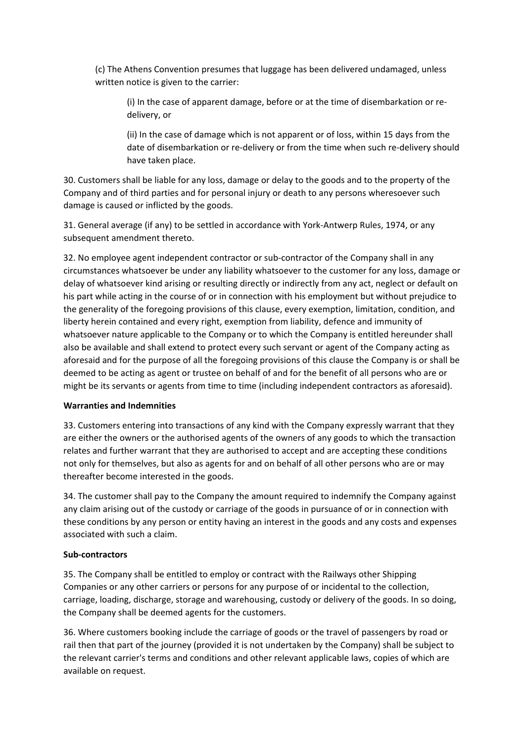(c) The Athens Convention presumes that luggage has been delivered undamaged, unless written notice is given to the carrier:

(i) In the case of apparent damage, before or at the time of disembarkation or re-delivery, or

(ii) In the case of damage which is not apparent or of loss, within 15 days from the date of disembarkation or re-delivery or from the time when such re-delivery should have taken place.

30. Customers shall be liable for any loss, damage or delay to the goods and to the property of the Company and of third parties and for personal injury or death to any persons wheresoever such damage is caused or inflicted by the goods.

31. General average (if any) to be settled in accordance with York-Antwerp Rules, 1974, or any subsequent amendment thereto.

32. No employee agent independent contractor or sub-contractor of the Company shall in any circumstances whatsoever be under any liability whatsoever to the customer for any loss, damage or delay of whatsoever kind arising or resulting directly or indirectly from any act, neglect or default on his part while acting in the course of or in connection with his employment but without prejudice to the generality of the foregoing provisions of this clause, every exemption, limitation, condition, and liberty herein contained and every right, exemption from liability, defence and immunity of whatsoever nature applicable to the Company or to which the Company is entitled hereunder shall also be available and shall extend to protect every such servant or agent of the Company acting as aforesaid and for the purpose of all the foregoing provisions of this clause the Company is or shall be deemed to be acting as agent or trustee on behalf of and for the benefit of all persons who are or might be its servants or agents from time to time (including independent contractors as aforesaid).

**Warranties and Indemnities**

33. Customers entering into transactions of any kind with the Company expressly warrant that they are either the owners or the authorised agents of the owners of any goods to which the transaction relates and further warrant that they are authorised to accept and are accepting these conditions not only for themselves, but also as agents for and on behalf of all other persons who are or may thereafter become interested in the goods.

34. The customer shall pay to the Company the amount required to indemnify the Company against any claim arising out of the custody or carriage of the goods in pursuance of or in connection with these conditions by any person or entity having an interest in the goods and any costs and expenses associated with such a claim.

**Sub-contractors**

35. The Company shall be entitled to employ or contract with the Railways other Shipping Companies or any other carriers or persons for any purpose of or incidental to the collection, carriage, loading, discharge, storage and warehousing, custody or delivery of the goods. In so doing, the Company shall be deemed agents for the customers.

36. Where customers booking include the carriage of goods or the travel of passengers by road or rail then that part of the journey (provided it is not undertaken by the Company) shall be subject to the relevant carrier's terms and conditions and other relevant applicable laws, copies of which are available on request.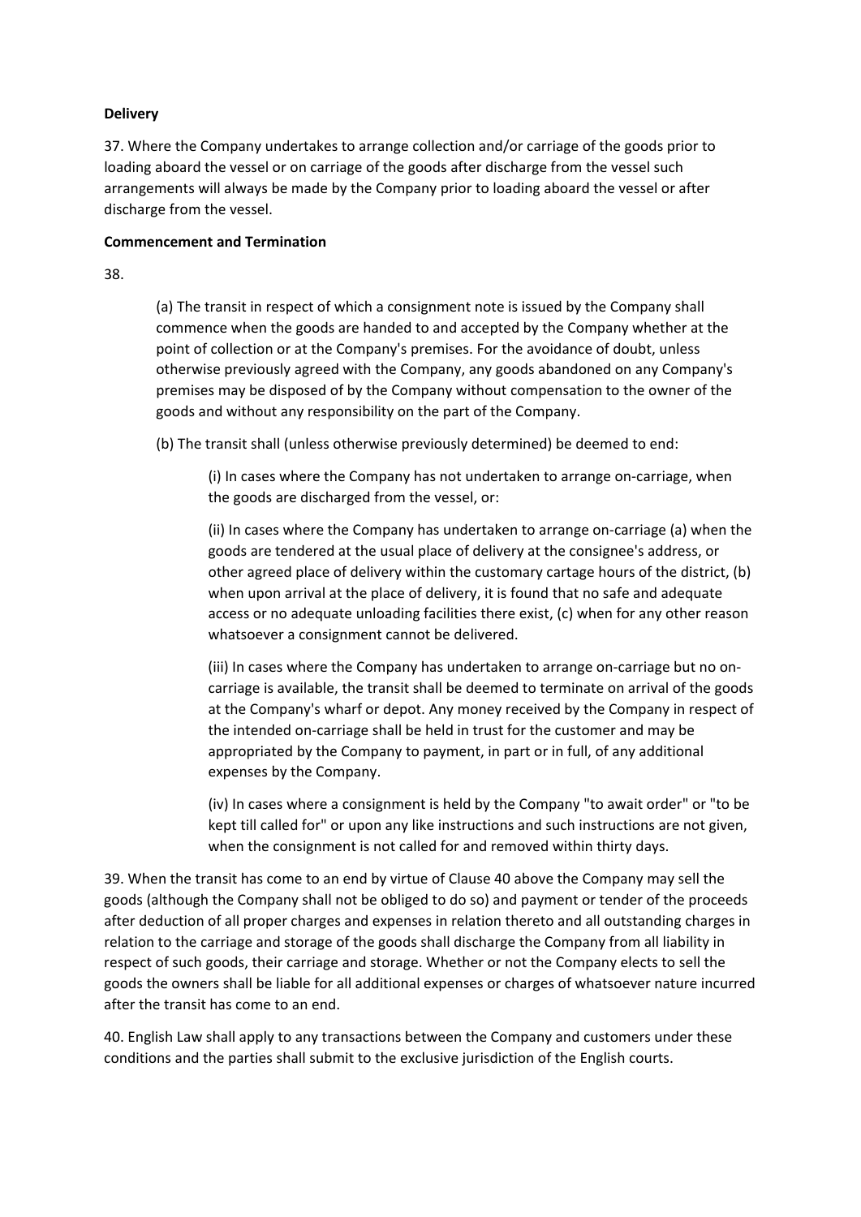**Delivery**

37. Where the Company undertakes to arrange collection and/or carriage of the goods prior to loading aboard the vessel or on carriage of the goods after discharge from the vessel such arrangements will always be made by the Company prior to loading aboard the vessel or after discharge from the vessel.

**Commencement and Termination**

38.

(a) The transit in respect of which a consignment note is issued by the Company shall commence when the goods are handed to and accepted by the Company whether at the point of collection or at the Company's premises. For the avoidance of doubt, unless otherwise previously agreed with the Company, any goods abandoned on any Company's premises may be disposed of by the Company without compensation to the owner of the goods and without any responsibility on the part of the Company.

(b) The transit shall (unless otherwise previously determined) be deemed to end:

(i) In cases where the Company has not undertaken to arrange on-carriage, when the goods are discharged from the vessel, or:

(ii) In cases where the Company has undertaken to arrange on-carriage (a) when the goods are tendered at the usual place of delivery at the consignee's address, or other agreed place of delivery within the customary cartage hours of the district, (b) when upon arrival at the place of delivery, it is found that no safe and adequate access or no adequate unloading facilities there exist, (c) when for any other reason whatsoever a consignment cannot be delivered.

(iii) In cases where the Company has undertaken to arrange on-carriage but no on-carriage is available, the transit shall be deemed to terminate on arrival of the goods at the Company's wharf or depot. Any money received by the Company in respect of the intended on-carriage shall be held in trust for the customer and may be appropriated by the Company to payment, in part or in full, of any additional expenses by the Company.

(iv) In cases where a consignment is held by the Company "to await order" or "to be kept till called for" or upon any like instructions and such instructions are not given, when the consignment is not called for and removed within thirty days.

39. When the transit has come to an end by virtue of Clause 40 above the Company may sell the goods (although the Company shall not be obliged to do so) and payment or tender of the proceeds after deduction of all proper charges and expenses in relation thereto and all outstanding charges in relation to the carriage and storage of the goods shall discharge the Company from all liability in respect of such goods, their carriage and storage. Whether or not the Company elects to sell the goods the owners shall be liable for all additional expenses or charges of whatsoever nature incurred after the transit has come to an end.

40. English Law shall apply to any transactions between the Company and customers under these conditions and the parties shall submit to the exclusive jurisdiction of the English courts.